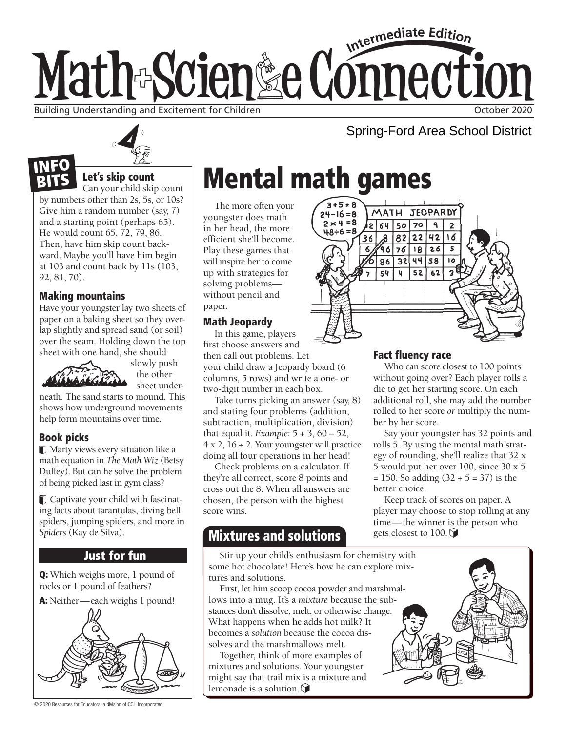# Math+Science Connection

Intermediate Edition

Building Understanding and Excitement for Children

October 2020

Spring-Ford Area School District

## INFO BITS

### Let's skip count

Can your child skip count by numbers other than 2s, 5s, or 10s? Give him a random number (say, 7) and a starting point (perhaps 65). He would count 65, 72, 79, 86. Then, have him skip count backward. Maybe you'll have him begin at 103 and count back by 11s (103, 92, 81, 70).

### Making mountains

Have your youngster lay two sheets of paper on a baking sheet so they overlap slightly and spread sand (or soil) over the seam. Holding down the top sheet with one hand, she should slowly push the other sheet underneath. The sand starts to mound. This shows how underground movements help form mountains over time.

### Book picks

Marty views every situation like a math equation in *The Math Wiz* (Betsy Duffey). But can he solve the problem of being picked last in gym class?

Captivate your child with fascinating facts about tarantulas, diving bell spiders, jumping spiders, and more in *Spiders* (Kay de Silva).

### Just for fun

**Q:** Which weighs more, 1 pound of rocks or 1 pound of feathers?

**A:** Neither—each weighs 1 pound!

# Mental math games

The more often your youngster does math in her head, the more efficient she'll become. Play these games that will inspire her to come up with strategies for solving problems—without pencil and paper.

### Math Jeopardy

In this game, players first choose answers and then call out problems. Let your child draw a Jeopardy board (6 columns, 5 rows) and write a one- or two-digit number in each box.

Take turns picking an answer (say, 8) and stating four problems (addition, subtraction, multiplication, division) that equal it. *Example:* 5 + 3, 60 – 52, 4 x 2, 16 ÷ 2. Your youngster will practice doing all four operations in her head!

Check problems on a calculator. If they're all correct, score 8 points and cross out the 8. When all answers are chosen, the person with the highest score wins.

### Fact fluency race

Who can score closest to 100 points without going over? Each player rolls a die to get her starting score. On each additional roll, she may add the number rolled to her score *or* multiply the number by her score.

Say your youngster has 32 points and rolls 5. By using the mental math strategy of rounding, she'll realize that 32 x 5 would put her over 100, since 30 x 5 = 150. So adding (32 + 5 = 37) is the better choice.

Keep track of scores on paper. A player may choose to stop rolling at any time—the winner is the person who gets closest to 100.

## Mixtures and solutions

Stir up your child's enthusiasm for chemistry with some hot chocolate! Here's how he can explore mixtures and solutions.

First, let him scoop cocoa powder and marshmallows into a mug. It's a *mixture* because the substances don't dissolve, melt, or otherwise change. What happens when he adds hot milk? It becomes a *solution* because the cocoa dissolves and the marshmallows melt.

Together, think of more examples of mixtures and solutions. Your youngster might say that trail mix is a mixture and lemonade is a solution.

© 2020 Resources for Educators, a division of CCH Incorporated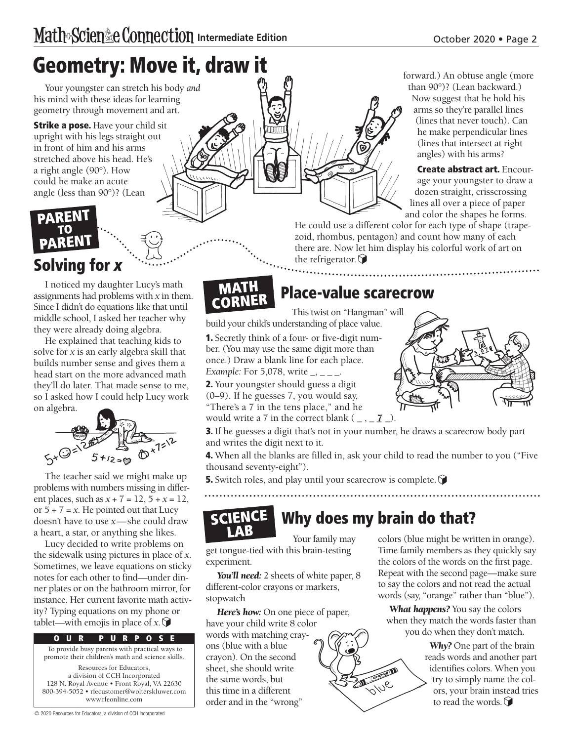# Geometry: Move it, draw it

Your youngster can stretch his body *and* his mind with these ideas for learning geometry through movement and art.

**Strike a pose.** Have your child sit upright with his legs straight out in front of him and his arms stretched above his head. He's a right angle (90°). How could he make an acute angle (less than 90°)? (Lean forward.) An obtuse angle (more than 90°)? (Lean backward.) Now suggest that he hold his arms so they're parallel lines (lines that never touch). Can he make perpendicular lines (lines that intersect at right angles) with his arms?

**Create abstract art.** Encourage your youngster to draw a dozen straight, crisscrossing lines all over a piece of paper and color the shapes he forms. He could use a different color for each type of shape (trapezoid, rhombus, pentagon) and count how many of each there are. Now let him display his colorful work of art on the refrigerator.

## PARENT TO PARENT

## Solving for *x*

I noticed my daughter Lucy's math assignments had problems with *x* in them. Since I didn't do equations like that until middle school, I asked her teacher why they were already doing algebra.

He explained that teaching kids to solve for *x* is an early algebra skill that builds number sense and gives them a head start on the more advanced math they'll do later. That made sense to me, so I asked how I could help Lucy work on algebra.

The teacher said we might make up problems with numbers missing in different places, such as $x + 7 = 12$, $5 + x = 12$, or $5 + 7 = x$. He pointed out that Lucy doesn't have to use *x*—she could draw a heart, a star, or anything she likes.

Lucy decided to write problems on the sidewalk using pictures in place of *x*. Sometimes, we leave equations on sticky notes for each other to find—under dinner plates or on the bathroom mirror, for instance. Her current favorite math activity? Typing equations on my phone or tablet—with emojis in place of *x*.

**OUR PURPOSE**

To provide busy parents with practical ways to promote their children's math and science skills.

Resources for Educators,
a division of CCH Incorporated
128 N. Royal Avenue • Front Royal, VA 22630
800-394-5052 • rfecustomer@wolterskluwer.com
www.rfeonline.com

© 2020 Resources for Educators, a division of CCH Incorporated

## MATH CORNER

## Place-value scarecrow

This twist on "Hangman" will build your child's understanding of place value.

**1.** Secretly think of a four- or five-digit number. (You may use the same digit more than once.) Draw a blank line for each place. *Example:* For 5,078, write _, _ _ _.

**2.** Your youngster should guess a digit (0–9). If he guesses 7, you would say, "There's a 7 in the tens place," and he would write a 7 in the correct blank ( _ , _ 7 _).

**3.** If he guesses a digit that's not in your number, he draws a scarecrow body part and writes the digit next to it.

**4.** When all the blanks are filled in, ask your child to read the number to you ("Five thousand seventy-eight").

**5.** Switch roles, and play until your scarecrow is complete.

## SCIENCE LAB

## Why does my brain do that?

Your family may get tongue-tied with this brain-testing experiment.

***You'll need:*** 2 sheets of white paper, 8 different-color crayons or markers, stopwatch

***Here's how:*** On one piece of paper, have your child write 8 color words with matching crayons (blue with a blue crayon). On the second sheet, she should write the same words, but this time in a different order and in the "wrong" colors (blue might be written in orange). Time family members as they quickly say the colors of the words on the first page. Repeat with the second page—make sure to say the colors and not read the actual words (say, "orange" rather than "blue").

***What happens?*** You say the colors when they match the words faster than you do when they don't match.

***Why?*** One part of the brain reads words and another part identifies colors. When you try to simply name the colors, your brain instead tries to read the words.